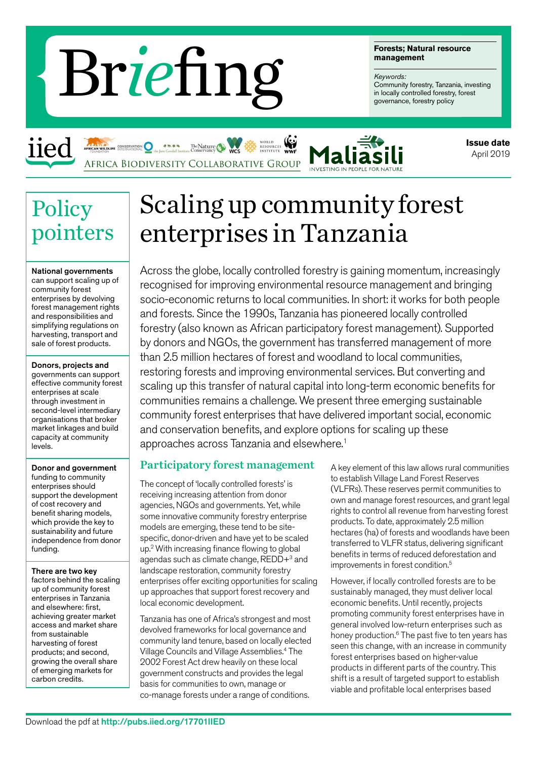# Briefing

**Forests; Natural resource management**

*Keywords:*
Community forestry, Tanzania, investing in locally controlled forestry, forest governance, forestry policy

iied

Africa Biodiversity Collaborative Group

Maliasili — Investing in people for nature

**Issue date**
April 2019

## Policy pointers

**National governments** can support scaling up of community forest enterprises by devolving forest management rights and responsibilities and simplifying regulations on harvesting, transport and sale of forest products.

**Donors, projects and** governments can support effective community forest enterprises at scale through investment in second-level intermediary organisations that broker market linkages and build capacity at community levels.

**Donor and government** funding to community enterprises should support the development of cost recovery and benefit sharing models, which provide the key to sustainability and future independence from donor funding.

**There are two key** factors behind the scaling up of community forest enterprises in Tanzania and elsewhere: first, achieving greater market access and market share from sustainable harvesting of forest products; and second, growing the overall share of emerging markets for carbon credits.

# Scaling up community forest enterprises in Tanzania

Across the globe, locally controlled forestry is gaining momentum, increasingly recognised for improving environmental resource management and bringing socio-economic returns to local communities. In short: it works for both people and forests. Since the 1990s, Tanzania has pioneered locally controlled forestry (also known as African participatory forest management). Supported by donors and NGOs, the government has transferred management of more than 2.5 million hectares of forest and woodland to local communities, restoring forests and improving environmental services. But converting and scaling up this transfer of natural capital into long-term economic benefits for communities remains a challenge. We present three emerging sustainable community forest enterprises that have delivered important social, economic and conservation benefits, and explore options for scaling up these approaches across Tanzania and elsewhere.[1]

## Participatory forest management

The concept of 'locally controlled forests' is receiving increasing attention from donor agencies, NGOs and governments. Yet, while some innovative community forestry enterprise models are emerging, these tend to be site-specific, donor-driven and have yet to be scaled up.[2] With increasing finance flowing to global agendas such as climate change, REDD+[3] and landscape restoration, community forestry enterprises offer exciting opportunities for scaling up approaches that support forest recovery and local economic development.

Tanzania has one of Africa's strongest and most devolved frameworks for local governance and community land tenure, based on locally elected Village Councils and Village Assemblies.[4] The 2002 Forest Act drew heavily on these local government constructs and provides the legal basis for communities to own, manage or co-manage forests under a range of conditions.

A key element of this law allows rural communities to establish Village Land Forest Reserves (VLFRs). These reserves permit communities to own and manage forest resources, and grant legal rights to control all revenue from harvesting forest products. To date, approximately 2.5 million hectares (ha) of forests and woodlands have been transferred to VLFR status, delivering significant benefits in terms of reduced deforestation and improvements in forest condition.[5]

However, if locally controlled forests are to be sustainably managed, they must deliver local economic benefits. Until recently, projects promoting community forest enterprises have in general involved low-return enterprises such as honey production.[6] The past five to ten years has seen this change, with an increase in community forest enterprises based on higher-value products in different parts of the country. This shift is a result of targeted support to establish viable and profitable local enterprises based

Download the pdf at http://pubs.iied.org/17701IIED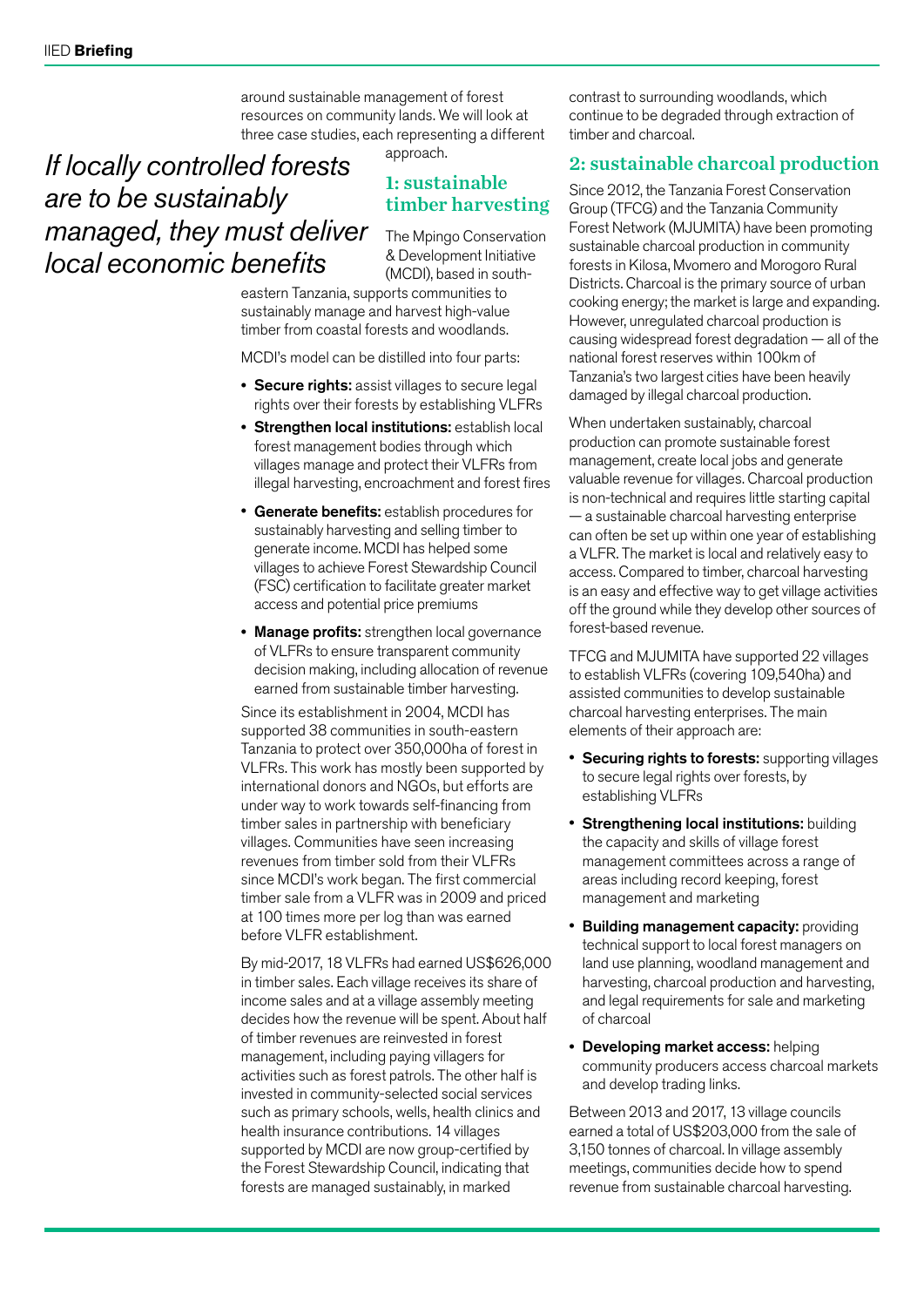around sustainable management of forest resources on community lands. We will look at three case studies, each representing a different approach.

*If locally controlled forests are to be sustainably managed, they must deliver local economic benefits*

## 1: sustainable timber harvesting

The Mpingo Conservation & Development Initiative (MCDI), based in south-eastern Tanzania, supports communities to sustainably manage and harvest high-value timber from coastal forests and woodlands.

MCDI's model can be distilled into four parts:

- **Secure rights:** assist villages to secure legal rights over their forests by establishing VLFRs
- **Strengthen local institutions:** establish local forest management bodies through which villages manage and protect their VLFRs from illegal harvesting, encroachment and forest fires
- **Generate benefits:** establish procedures for sustainably harvesting and selling timber to generate income. MCDI has helped some villages to achieve Forest Stewardship Council (FSC) certification to facilitate greater market access and potential price premiums
- **Manage profits:** strengthen local governance of VLFRs to ensure transparent community decision making, including allocation of revenue earned from sustainable timber harvesting.

Since its establishment in 2004, MCDI has supported 38 communities in south-eastern Tanzania to protect over 350,000ha of forest in VLFRs. This work has mostly been supported by international donors and NGOs, but efforts are under way to work towards self-financing from timber sales in partnership with beneficiary villages. Communities have seen increasing revenues from timber sold from their VLFRs since MCDI's work began. The first commercial timber sale from a VLFR was in 2009 and priced at 100 times more per log than was earned before VLFR establishment.

By mid-2017, 18 VLFRs had earned US$626,000 in timber sales. Each village receives its share of income sales and at a village assembly meeting decides how the revenue will be spent. About half of timber revenues are reinvested in forest management, including paying villagers for activities such as forest patrols. The other half is invested in community-selected social services such as primary schools, wells, health clinics and health insurance contributions. 14 villages supported by MCDI are now group-certified by the Forest Stewardship Council, indicating that forests are managed sustainably, in marked contrast to surrounding woodlands, which continue to be degraded through extraction of timber and charcoal.

## 2: sustainable charcoal production

Since 2012, the Tanzania Forest Conservation Group (TFCG) and the Tanzania Community Forest Network (MJUMITA) have been promoting sustainable charcoal production in community forests in Kilosa, Mvomero and Morogoro Rural Districts. Charcoal is the primary source of urban cooking energy; the market is large and expanding. However, unregulated charcoal production is causing widespread forest degradation — all of the national forest reserves within 100km of Tanzania's two largest cities have been heavily damaged by illegal charcoal production.

When undertaken sustainably, charcoal production can promote sustainable forest management, create local jobs and generate valuable revenue for villages. Charcoal production is non-technical and requires little starting capital — a sustainable charcoal harvesting enterprise can often be set up within one year of establishing a VLFR. The market is local and relatively easy to access. Compared to timber, charcoal harvesting is an easy and effective way to get village activities off the ground while they develop other sources of forest-based revenue.

TFCG and MJUMITA have supported 22 villages to establish VLFRs (covering 109,540ha) and assisted communities to develop sustainable charcoal harvesting enterprises. The main elements of their approach are:

- **Securing rights to forests:** supporting villages to secure legal rights over forests, by establishing VLFRs
- **Strengthening local institutions:** building the capacity and skills of village forest management committees across a range of areas including record keeping, forest management and marketing
- **Building management capacity:** providing technical support to local forest managers on land use planning, woodland management and harvesting, charcoal production and harvesting, and legal requirements for sale and marketing of charcoal
- **Developing market access:** helping community producers access charcoal markets and develop trading links.

Between 2013 and 2017, 13 village councils earned a total of US$203,000 from the sale of 3,150 tonnes of charcoal. In village assembly meetings, communities decide how to spend revenue from sustainable charcoal harvesting.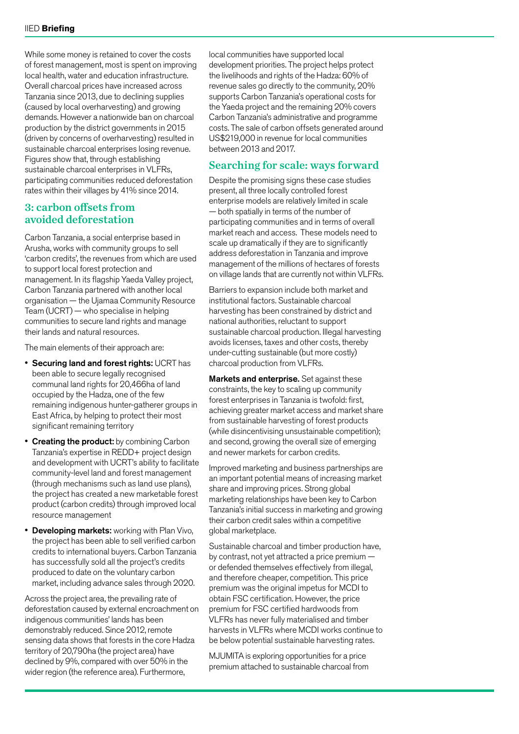While some money is retained to cover the costs of forest management, most is spent on improving local health, water and education infrastructure. Overall charcoal prices have increased across Tanzania since 2013, due to declining supplies (caused by local overharvesting) and growing demands. However a nationwide ban on charcoal production by the district governments in 2015 (driven by concerns of overharvesting) resulted in sustainable charcoal enterprises losing revenue. Figures show that, through establishing sustainable charcoal enterprises in VLFRs, participating communities reduced deforestation rates within their villages by 41% since 2014.

### 3: carbon offsets from avoided deforestation

Carbon Tanzania, a social enterprise based in Arusha, works with community groups to sell 'carbon credits', the revenues from which are used to support local forest protection and management. In its flagship Yaeda Valley project, Carbon Tanzania partnered with another local organisation — the Ujamaa Community Resource Team (UCRT) — who specialise in helping communities to secure land rights and manage their lands and natural resources.

The main elements of their approach are:

- **Securing land and forest rights:** UCRT has been able to secure legally recognised communal land rights for 20,466ha of land occupied by the Hadza, one of the few remaining indigenous hunter-gatherer groups in East Africa, by helping to protect their most significant remaining territory
- **Creating the product:** by combining Carbon Tanzania's expertise in REDD+ project design and development with UCRT's ability to facilitate community-level land and forest management (through mechanisms such as land use plans), the project has created a new marketable forest product (carbon credits) through improved local resource management
- **Developing markets:** working with Plan Vivo, the project has been able to sell verified carbon credits to international buyers. Carbon Tanzania has successfully sold all the project's credits produced to date on the voluntary carbon market, including advance sales through 2020.

Across the project area, the prevailing rate of deforestation caused by external encroachment on indigenous communities' lands has been demonstrably reduced. Since 2012, remote sensing data shows that forests in the core Hadza territory of 20,790ha (the project area) have declined by 9%, compared with over 50% in the wider region (the reference area). Furthermore, local communities have supported local development priorities. The project helps protect the livelihoods and rights of the Hadza: 60% of revenue sales go directly to the community, 20% supports Carbon Tanzania's operational costs for the Yaeda project and the remaining 20% covers Carbon Tanzania's administrative and programme costs. The sale of carbon offsets generated around US$219,000 in revenue for local communities between 2013 and 2017.

## Searching for scale: ways forward

Despite the promising signs these case studies present, all three locally controlled forest enterprise models are relatively limited in scale — both spatially in terms of the number of participating communities and in terms of overall market reach and access. These models need to scale up dramatically if they are to significantly address deforestation in Tanzania and improve management of the millions of hectares of forests on village lands that are currently not within VLFRs.

Barriers to expansion include both market and institutional factors. Sustainable charcoal harvesting has been constrained by district and national authorities, reluctant to support sustainable charcoal production. Illegal harvesting avoids licenses, taxes and other costs, thereby under-cutting sustainable (but more costly) charcoal production from VLFRs.

**Markets and enterprise.** Set against these constraints, the key to scaling up community forest enterprises in Tanzania is twofold: first, achieving greater market access and market share from sustainable harvesting of forest products (while disincentivising unsustainable competition); and second, growing the overall size of emerging and newer markets for carbon credits.

Improved marketing and business partnerships are an important potential means of increasing market share and improving prices. Strong global marketing relationships have been key to Carbon Tanzania's initial success in marketing and growing their carbon credit sales within a competitive global marketplace.

Sustainable charcoal and timber production have, by contrast, not yet attracted a price premium — or defended themselves effectively from illegal, and therefore cheaper, competition. This price premium was the original impetus for MCDI to obtain FSC certification. However, the price premium for FSC certified hardwoods from VLFRs has never fully materialised and timber harvests in VLFRs where MCDI works continue to be below potential sustainable harvesting rates.

MJUMITA is exploring opportunities for a price premium attached to sustainable charcoal from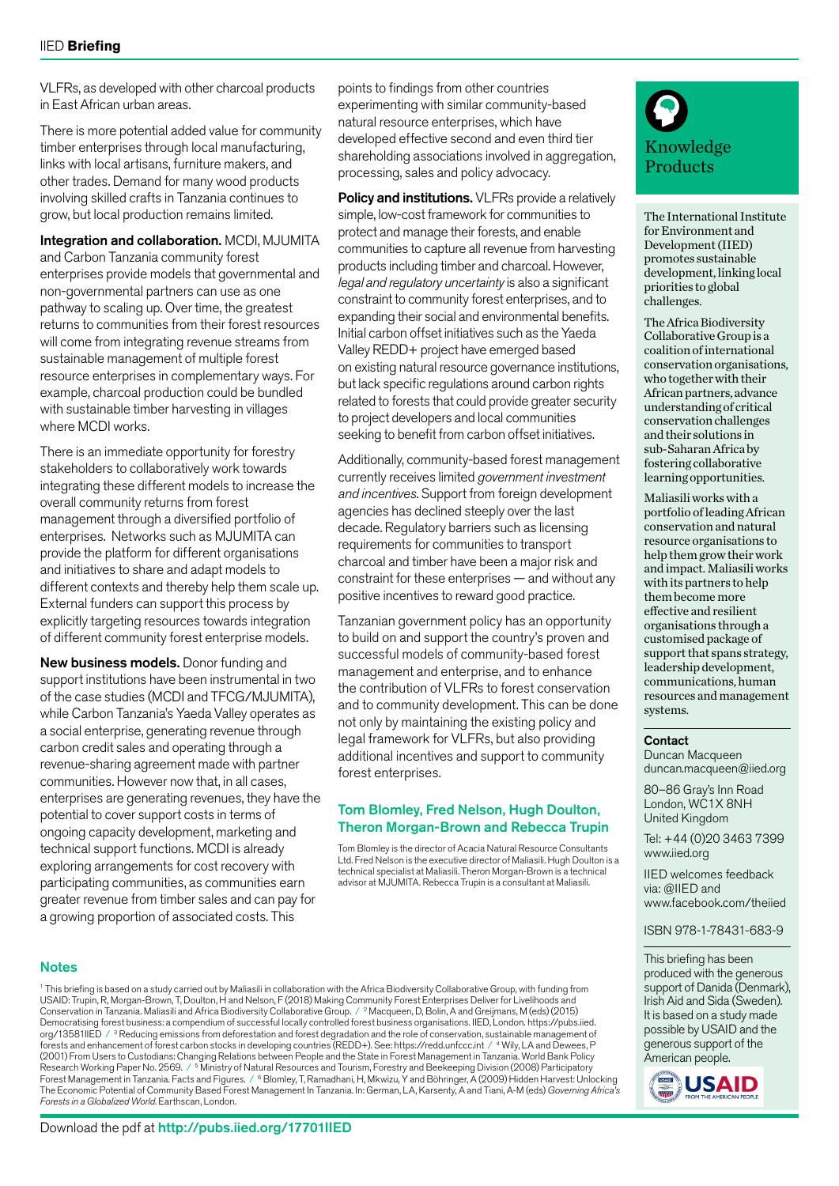VLFRs, as developed with other charcoal products in East African urban areas.

There is more potential added value for community timber enterprises through local manufacturing, links with local artisans, furniture makers, and other trades. Demand for many wood products involving skilled crafts in Tanzania continues to grow, but local production remains limited.

**Integration and collaboration.** MCDI, MJUMITA and Carbon Tanzania community forest enterprises provide models that governmental and non-governmental partners can use as one pathway to scaling up. Over time, the greatest returns to communities from their forest resources will come from integrating revenue streams from sustainable management of multiple forest resource enterprises in complementary ways. For example, charcoal production could be bundled with sustainable timber harvesting in villages where MCDI works.

There is an immediate opportunity for forestry stakeholders to collaboratively work towards integrating these different models to increase the overall community returns from forest management through a diversified portfolio of enterprises. Networks such as MJUMITA can provide the platform for different organisations and initiatives to share and adapt models to different contexts and thereby help them scale up. External funders can support this process by explicitly targeting resources towards integration of different community forest enterprise models.

**New business models.** Donor funding and support institutions have been instrumental in two of the case studies (MCDI and TFCG/MJUMITA), while Carbon Tanzania's Yaeda Valley operates as a social enterprise, generating revenue through carbon credit sales and operating through a revenue-sharing agreement made with partner communities. However now that, in all cases, enterprises are generating revenues, they have the potential to cover support costs in terms of ongoing capacity development, marketing and technical support functions. MCDI is already exploring arrangements for cost recovery with participating communities, as communities earn greater revenue from timber sales and can pay for a growing proportion of associated costs. This points to findings from other countries experimenting with similar community-based natural resource enterprises, which have developed effective second and even third tier shareholding associations involved in aggregation, processing, sales and policy advocacy.

**Policy and institutions.** VLFRs provide a relatively simple, low-cost framework for communities to protect and manage their forests, and enable communities to capture all revenue from harvesting products including timber and charcoal. However, *legal and regulatory uncertainty* is also a significant constraint to community forest enterprises, and to expanding their social and environmental benefits. Initial carbon offset initiatives such as the Yaeda Valley REDD+ project have emerged based on existing natural resource governance institutions, but lack specific regulations around carbon rights related to forests that could provide greater security to project developers and local communities seeking to benefit from carbon offset initiatives.

Additionally, community-based forest management currently receives limited *government investment and incentives*. Support from foreign development agencies has declined steeply over the last decade. Regulatory barriers such as licensing requirements for communities to transport charcoal and timber have been a major risk and constraint for these enterprises — and without any positive incentives to reward good practice.

Tanzanian government policy has an opportunity to build on and support the country's proven and successful models of community-based forest management and enterprise, and to enhance the contribution of VLFRs to forest conservation and to community development. This can be done not only by maintaining the existing policy and legal framework for VLFRs, but also providing additional incentives and support to community forest enterprises.

**Tom Blomley, Fred Nelson, Hugh Doulton, Theron Morgan-Brown and Rebecca Trupin**

Tom Blomley is the director of Acacia Natural Resource Consultants Ltd. Fred Nelson is the executive director of Maliasili. Hugh Doulton is a technical specialist at Maliasili. Theron Morgan-Brown is a technical advisor at MJUMITA. Rebecca Trupin is a consultant at Maliasili.

## Knowledge Products

The International Institute for Environment and Development (IIED) promotes sustainable development, linking local priorities to global challenges.

The Africa Biodiversity Collaborative Group is a coalition of international conservation organisations, who together with their African partners, advance understanding of critical conservation challenges and their solutions in sub-Saharan Africa by fostering collaborative learning opportunities.

Maliasili works with a portfolio of leading African conservation and natural resource organisations to help them grow their work and impact. Maliasili works with its partners to help them become more effective and resilient organisations through a customised package of support that spans strategy, leadership development, communications, human resources and management systems.

**Contact**
Duncan Macqueen
duncan.macqueen@iied.org

80–86 Gray's Inn Road
London, WC1X 8NH
United Kingdom

Tel: +44 (0)20 3463 7399
www.iied.org

IIED welcomes feedback via: @IIED and www.facebook.com/theiied

ISBN 978-1-78431-683-9

This briefing has been produced with the generous support of Danida (Denmark), Irish Aid and Sida (Sweden). It is based on a study made possible by USAID and the generous support of the American people.

## Notes

[1] This briefing is based on a study carried out by Maliasili in collaboration with the Africa Biodiversity Collaborative Group, with funding from USAID: Trupin, R, Morgan-Brown, T, Doulton, H and Nelson, F (2018) Making Community Forest Enterprises Deliver for Livelihoods and Conservation in Tanzania. Maliasili and Africa Biodiversity Collaborative Group. / [2] Macqueen, D, Bolin, A and Greijmans, M (eds) (2015) Democratising forest business: a compendium of successful locally controlled forest business organisations. IIED, London. https://pubs.iied.org/13581IIED / [3] Reducing emissions from deforestation and forest degradation and the role of conservation, sustainable management of forests and enhancement of forest carbon stocks in developing countries (REDD+). See: https://redd.unfccc.int / [4] Wily, LA and Dewees, P (2001) From Users to Custodians: Changing Relations between People and the State in Forest Management in Tanzania. World Bank Policy Research Working Paper No. 2569. / [5] Ministry of Natural Resources and Tourism, Forestry and Beekeeping Division (2008) Participatory Forest Management in Tanzania. Facts and Figures. / [6] Blomley, T, Ramadhani, H, Mkwizu, Y and Böhringer, A (2009) Hidden Harvest: Unlocking The Economic Potential of Community Based Forest Management In Tanzania. In: German, LA, Karsenty, A and Tiani, A-M (eds) *Governing Africa's Forests in a Globalized World*. Earthscan, London.

Download the pdf at **http://pubs.iied.org/17701IIED**